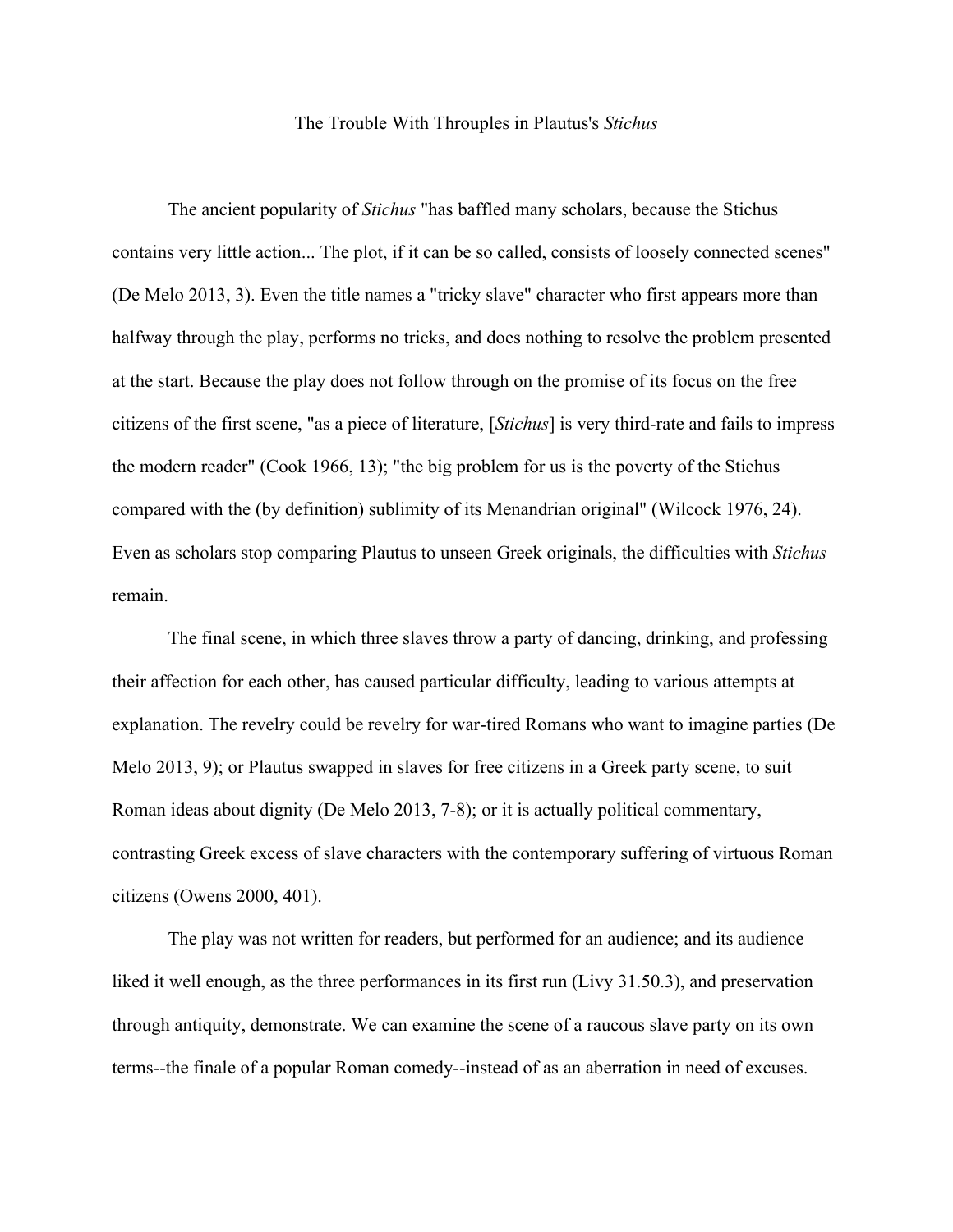# The Trouble With Throuples in Plautus's *Stichus*

The ancient popularity of *Stichus* "has baffled many scholars, because the Stichus contains very little action... The plot, if it can be so called, consists of loosely connected scenes" (De Melo 2013, 3). Even the title names a "tricky slave" character who first appears more than halfway through the play, performs no tricks, and does nothing to resolve the problem presented at the start. Because the play does not follow through on the promise of its focus on the free citizens of the first scene, "as a piece of literature, [*Stichus*] is very third-rate and fails to impress the modern reader" (Cook 1966, 13); "the big problem for us is the poverty of the Stichus compared with the (by definition) sublimity of its Menandrian original" (Wilcock 1976, 24). Even as scholars stop comparing Plautus to unseen Greek originals, the difficulties with *Stichus* remain.

The final scene, in which three slaves throw a party of dancing, drinking, and professing their affection for each other, has caused particular difficulty, leading to various attempts at explanation. The revelry could be revelry for war-tired Romans who want to imagine parties (De Melo 2013, 9); or Plautus swapped in slaves for free citizens in a Greek party scene, to suit Roman ideas about dignity (De Melo 2013, 7-8); or it is actually political commentary, contrasting Greek excess of slave characters with the contemporary suffering of virtuous Roman citizens (Owens 2000, 401).

The play was not written for readers, but performed for an audience; and its audience liked it well enough, as the three performances in its first run (Livy 31.50.3), and preservation through antiquity, demonstrate. We can examine the scene of a raucous slave party on its own terms--the finale of a popular Roman comedy--instead of as an aberration in need of excuses.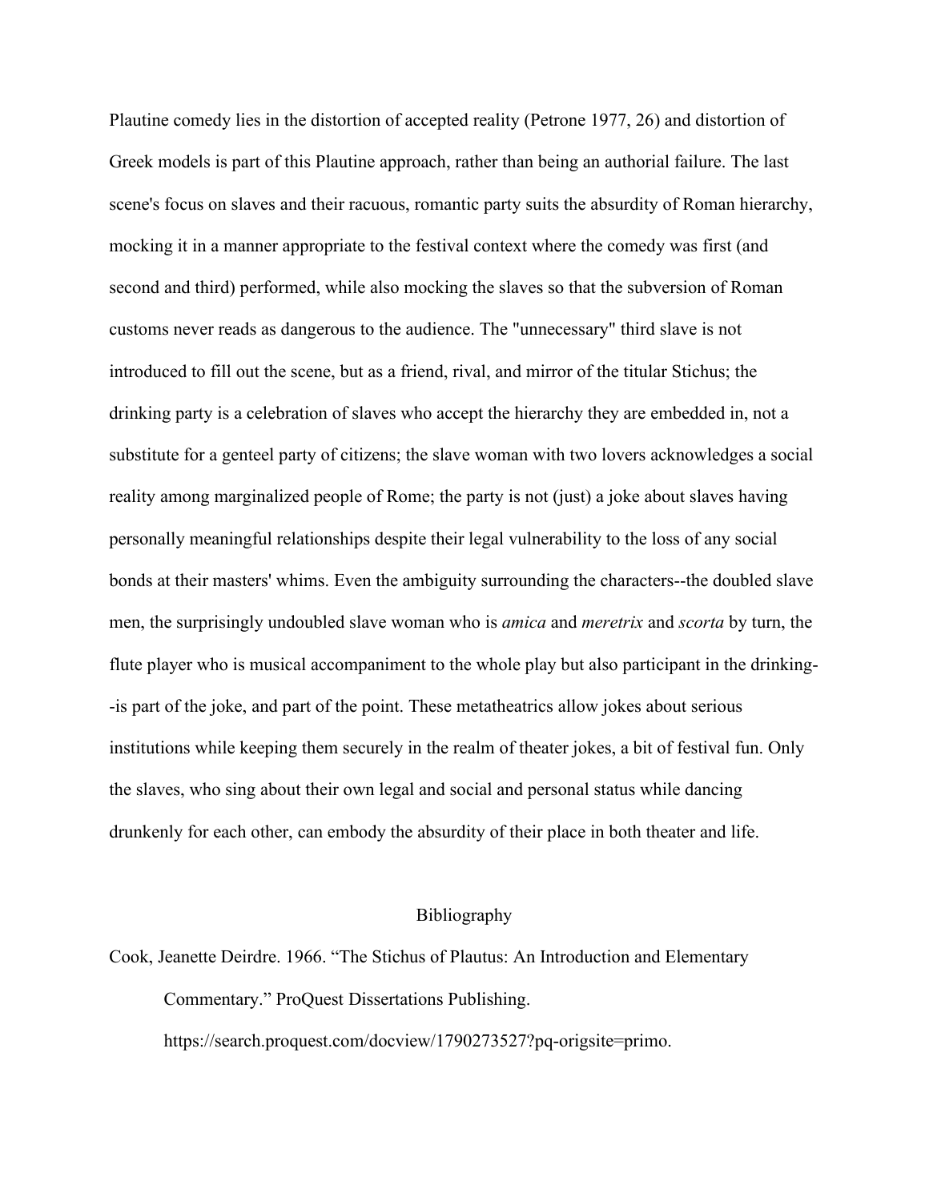Plautine comedy lies in the distortion of accepted reality (Petrone 1977, 26) and distortion of Greek models is part of this Plautine approach, rather than being an authorial failure. The last scene's focus on slaves and their racuous, romantic party suits the absurdity of Roman hierarchy, mocking it in a manner appropriate to the festival context where the comedy was first (and second and third) performed, while also mocking the slaves so that the subversion of Roman customs never reads as dangerous to the audience. The "unnecessary" third slave is not introduced to fill out the scene, but as a friend, rival, and mirror of the titular Stichus; the drinking party is a celebration of slaves who accept the hierarchy they are embedded in, not a substitute for a genteel party of citizens; the slave woman with two lovers acknowledges a social reality among marginalized people of Rome; the party is not (just) a joke about slaves having personally meaningful relationships despite their legal vulnerability to the loss of any social bonds at their masters' whims. Even the ambiguity surrounding the characters--the doubled slave men, the surprisingly undoubled slave woman who is *amica* and *meretrix* and *scorta* by turn, the flute player who is musical accompaniment to the whole play but also participant in the drinking--is part of the joke, and part of the point. These metatheatrics allow jokes about serious institutions while keeping them securely in the realm of theater jokes, a bit of festival fun. Only the slaves, who sing about their own legal and social and personal status while dancing drunkenly for each other, can embody the absurdity of their place in both theater and life.

## Bibliography

Cook, Jeanette Deirdre. 1966. “The Stichus of Plautus: An Introduction and Elementary Commentary.” ProQuest Dissertations Publishing. https://search.proquest.com/docview/1790273527?pq-origsite=primo.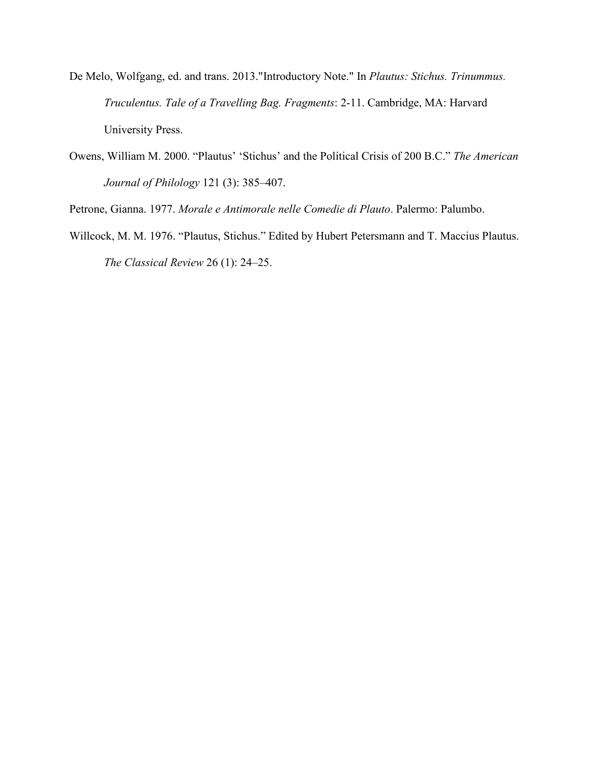De Melo, Wolfgang, ed. and trans. 2013."Introductory Note." In *Plautus: Stichus. Trinummus. Truculentus. Tale of a Travelling Bag. Fragments*: 2-11. Cambridge, MA: Harvard University Press.

Owens, William M. 2000. "Plautus' 'Stichus' and the Political Crisis of 200 B.C." *The American Journal of Philology* 121 (3): 385–407.

Petrone, Gianna. 1977. *Morale e Antimorale nelle Comedie di Plauto*. Palermo: Palumbo.

Willcock, M. M. 1976. "Plautus, Stichus." Edited by Hubert Petersmann and T. Maccius Plautus. *The Classical Review* 26 (1): 24–25.